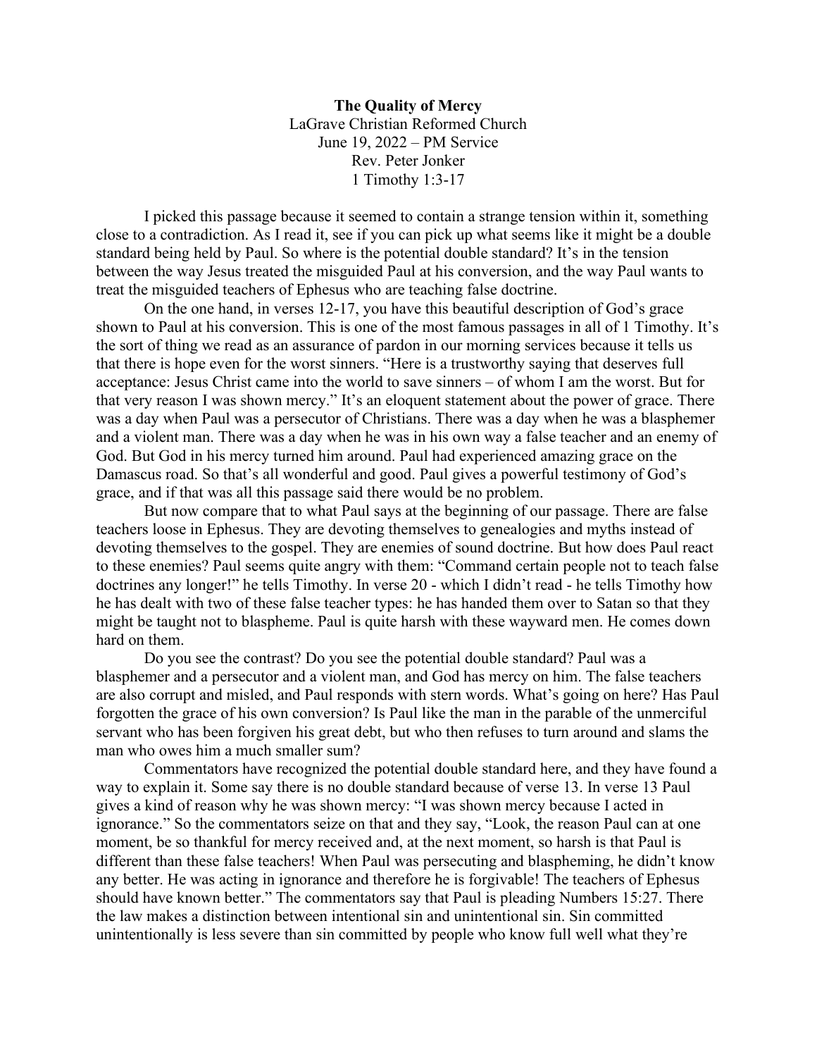**The Quality of Mercy**

LaGrave Christian Reformed Church

June 19, 2022 – PM Service

Rev. Peter Jonker

1 Timothy 1:3-17

I picked this passage because it seemed to contain a strange tension within it, something close to a contradiction. As I read it, see if you can pick up what seems like it might be a double standard being held by Paul. So where is the potential double standard? It's in the tension between the way Jesus treated the misguided Paul at his conversion, and the way Paul wants to treat the misguided teachers of Ephesus who are teaching false doctrine.

On the one hand, in verses 12-17, you have this beautiful description of God's grace shown to Paul at his conversion. This is one of the most famous passages in all of 1 Timothy. It's the sort of thing we read as an assurance of pardon in our morning services because it tells us that there is hope even for the worst sinners. "Here is a trustworthy saying that deserves full acceptance: Jesus Christ came into the world to save sinners – of whom I am the worst. But for that very reason I was shown mercy." It's an eloquent statement about the power of grace. There was a day when Paul was a persecutor of Christians. There was a day when he was a blasphemer and a violent man. There was a day when he was in his own way a false teacher and an enemy of God. But God in his mercy turned him around. Paul had experienced amazing grace on the Damascus road. So that's all wonderful and good. Paul gives a powerful testimony of God's grace, and if that was all this passage said there would be no problem.

But now compare that to what Paul says at the beginning of our passage. There are false teachers loose in Ephesus. They are devoting themselves to genealogies and myths instead of devoting themselves to the gospel. They are enemies of sound doctrine. But how does Paul react to these enemies? Paul seems quite angry with them: "Command certain people not to teach false doctrines any longer!" he tells Timothy. In verse 20 - which I didn't read - he tells Timothy how he has dealt with two of these false teacher types: he has handed them over to Satan so that they might be taught not to blaspheme. Paul is quite harsh with these wayward men. He comes down hard on them.

Do you see the contrast? Do you see the potential double standard? Paul was a blasphemer and a persecutor and a violent man, and God has mercy on him. The false teachers are also corrupt and misled, and Paul responds with stern words. What's going on here? Has Paul forgotten the grace of his own conversion? Is Paul like the man in the parable of the unmerciful servant who has been forgiven his great debt, but who then refuses to turn around and slams the man who owes him a much smaller sum?

Commentators have recognized the potential double standard here, and they have found a way to explain it. Some say there is no double standard because of verse 13. In verse 13 Paul gives a kind of reason why he was shown mercy: "I was shown mercy because I acted in ignorance." So the commentators seize on that and they say, "Look, the reason Paul can at one moment, be so thankful for mercy received and, at the next moment, so harsh is that Paul is different than these false teachers! When Paul was persecuting and blaspheming, he didn't know any better. He was acting in ignorance and therefore he is forgivable! The teachers of Ephesus should have known better." The commentators say that Paul is pleading Numbers 15:27. There the law makes a distinction between intentional sin and unintentional sin. Sin committed unintentionally is less severe than sin committed by people who know full well what they're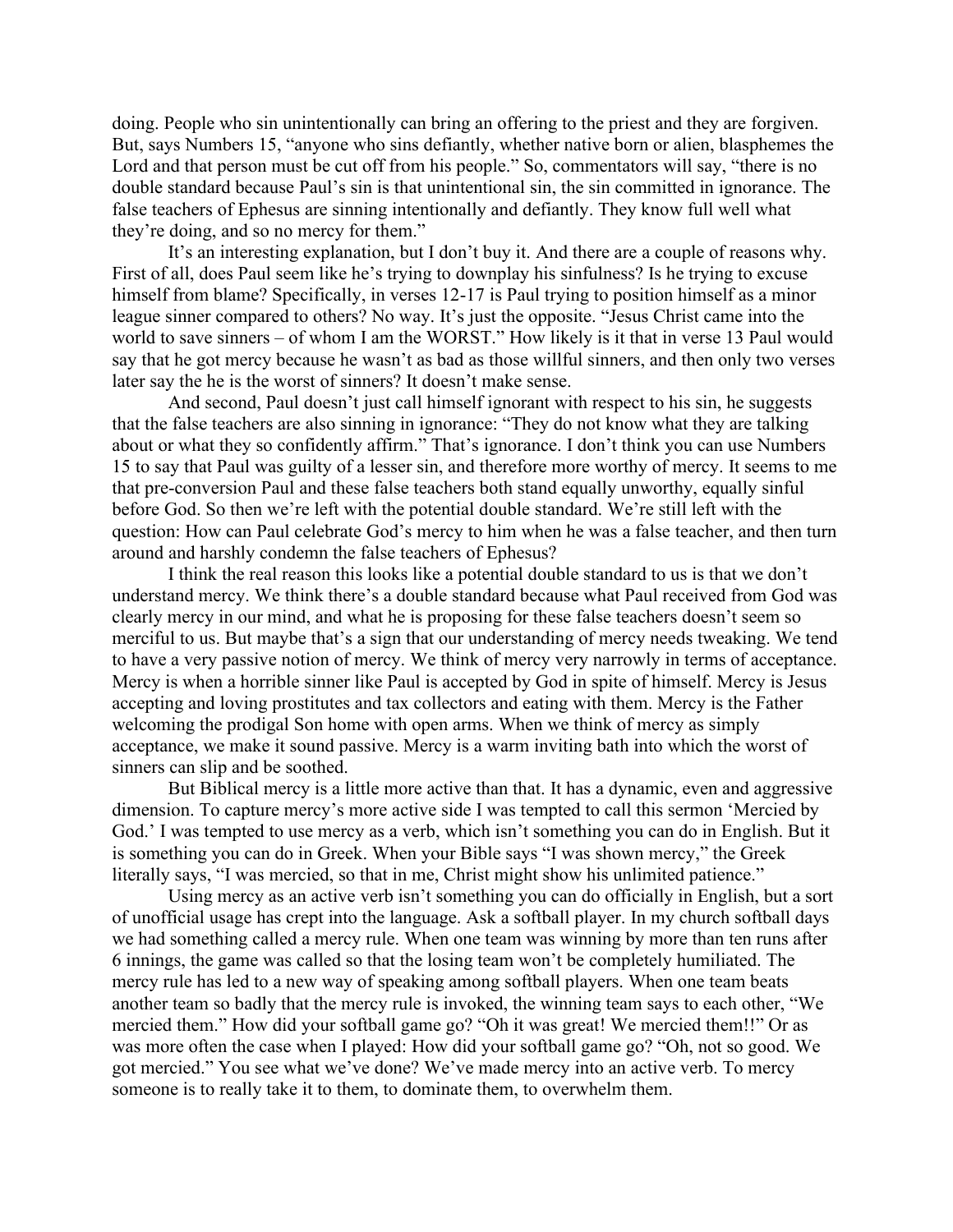doing. People who sin unintentionally can bring an offering to the priest and they are forgiven. But, says Numbers 15, "anyone who sins defiantly, whether native born or alien, blasphemes the Lord and that person must be cut off from his people." So, commentators will say, "there is no double standard because Paul's sin is that unintentional sin, the sin committed in ignorance. The false teachers of Ephesus are sinning intentionally and defiantly. They know full well what they're doing, and so no mercy for them."

It's an interesting explanation, but I don't buy it. And there are a couple of reasons why. First of all, does Paul seem like he's trying to downplay his sinfulness? Is he trying to excuse himself from blame? Specifically, in verses 12-17 is Paul trying to position himself as a minor league sinner compared to others? No way. It's just the opposite. "Jesus Christ came into the world to save sinners – of whom I am the WORST." How likely is it that in verse 13 Paul would say that he got mercy because he wasn't as bad as those willful sinners, and then only two verses later say the he is the worst of sinners? It doesn't make sense.

And second, Paul doesn't just call himself ignorant with respect to his sin, he suggests that the false teachers are also sinning in ignorance: "They do not know what they are talking about or what they so confidently affirm." That's ignorance. I don't think you can use Numbers 15 to say that Paul was guilty of a lesser sin, and therefore more worthy of mercy. It seems to me that pre-conversion Paul and these false teachers both stand equally unworthy, equally sinful before God. So then we're left with the potential double standard. We're still left with the question: How can Paul celebrate God's mercy to him when he was a false teacher, and then turn around and harshly condemn the false teachers of Ephesus?

I think the real reason this looks like a potential double standard to us is that we don't understand mercy. We think there's a double standard because what Paul received from God was clearly mercy in our mind, and what he is proposing for these false teachers doesn't seem so merciful to us. But maybe that's a sign that our understanding of mercy needs tweaking. We tend to have a very passive notion of mercy. We think of mercy very narrowly in terms of acceptance. Mercy is when a horrible sinner like Paul is accepted by God in spite of himself. Mercy is Jesus accepting and loving prostitutes and tax collectors and eating with them. Mercy is the Father welcoming the prodigal Son home with open arms. When we think of mercy as simply acceptance, we make it sound passive. Mercy is a warm inviting bath into which the worst of sinners can slip and be soothed.

But Biblical mercy is a little more active than that. It has a dynamic, even and aggressive dimension. To capture mercy's more active side I was tempted to call this sermon 'Mercied by God.' I was tempted to use mercy as a verb, which isn't something you can do in English. But it is something you can do in Greek. When your Bible says "I was shown mercy," the Greek literally says, "I was mercied, so that in me, Christ might show his unlimited patience."

Using mercy as an active verb isn't something you can do officially in English, but a sort of unofficial usage has crept into the language. Ask a softball player. In my church softball days we had something called a mercy rule. When one team was winning by more than ten runs after 6 innings, the game was called so that the losing team won't be completely humiliated. The mercy rule has led to a new way of speaking among softball players. When one team beats another team so badly that the mercy rule is invoked, the winning team says to each other, "We mercied them." How did your softball game go? "Oh it was great! We mercied them!!" Or as was more often the case when I played: How did your softball game go? "Oh, not so good. We got mercied." You see what we've done? We've made mercy into an active verb. To mercy someone is to really take it to them, to dominate them, to overwhelm them.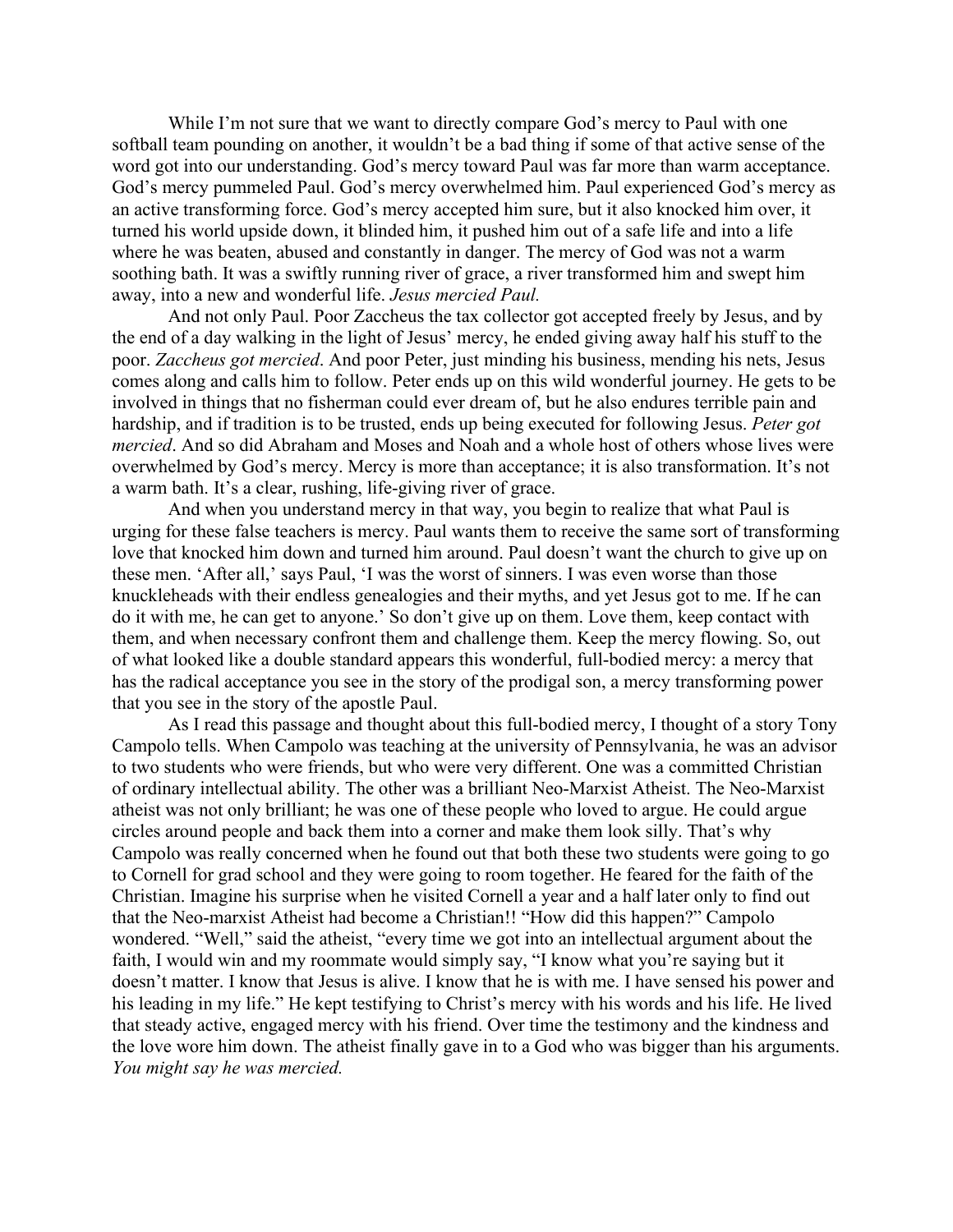While I'm not sure that we want to directly compare God's mercy to Paul with one softball team pounding on another, it wouldn't be a bad thing if some of that active sense of the word got into our understanding. God's mercy toward Paul was far more than warm acceptance. God's mercy pummeled Paul. God's mercy overwhelmed him. Paul experienced God's mercy as an active transforming force. God's mercy accepted him sure, but it also knocked him over, it turned his world upside down, it blinded him, it pushed him out of a safe life and into a life where he was beaten, abused and constantly in danger. The mercy of God was not a warm soothing bath. It was a swiftly running river of grace, a river transformed him and swept him away, into a new and wonderful life. *Jesus mercied Paul.*

And not only Paul. Poor Zaccheus the tax collector got accepted freely by Jesus, and by the end of a day walking in the light of Jesus' mercy, he ended giving away half his stuff to the poor. *Zaccheus got mercied*. And poor Peter, just minding his business, mending his nets, Jesus comes along and calls him to follow. Peter ends up on this wild wonderful journey. He gets to be involved in things that no fisherman could ever dream of, but he also endures terrible pain and hardship, and if tradition is to be trusted, ends up being executed for following Jesus. *Peter got mercied*. And so did Abraham and Moses and Noah and a whole host of others whose lives were overwhelmed by God's mercy. Mercy is more than acceptance; it is also transformation. It's not a warm bath. It's a clear, rushing, life-giving river of grace.

And when you understand mercy in that way, you begin to realize that what Paul is urging for these false teachers is mercy. Paul wants them to receive the same sort of transforming love that knocked him down and turned him around. Paul doesn't want the church to give up on these men. 'After all,' says Paul, 'I was the worst of sinners. I was even worse than those knuckleheads with their endless genealogies and their myths, and yet Jesus got to me. If he can do it with me, he can get to anyone.' So don't give up on them. Love them, keep contact with them, and when necessary confront them and challenge them. Keep the mercy flowing. So, out of what looked like a double standard appears this wonderful, full-bodied mercy: a mercy that has the radical acceptance you see in the story of the prodigal son, a mercy transforming power that you see in the story of the apostle Paul.

As I read this passage and thought about this full-bodied mercy, I thought of a story Tony Campolo tells. When Campolo was teaching at the university of Pennsylvania, he was an advisor to two students who were friends, but who were very different. One was a committed Christian of ordinary intellectual ability. The other was a brilliant Neo-Marxist Atheist. The Neo-Marxist atheist was not only brilliant; he was one of these people who loved to argue. He could argue circles around people and back them into a corner and make them look silly. That's why Campolo was really concerned when he found out that both these two students were going to go to Cornell for grad school and they were going to room together. He feared for the faith of the Christian. Imagine his surprise when he visited Cornell a year and a half later only to find out that the Neo-marxist Atheist had become a Christian!! "How did this happen?" Campolo wondered. "Well," said the atheist, "every time we got into an intellectual argument about the faith, I would win and my roommate would simply say, "I know what you're saying but it doesn't matter. I know that Jesus is alive. I know that he is with me. I have sensed his power and his leading in my life." He kept testifying to Christ's mercy with his words and his life. He lived that steady active, engaged mercy with his friend. Over time the testimony and the kindness and the love wore him down. The atheist finally gave in to a God who was bigger than his arguments. *You might say he was mercied.*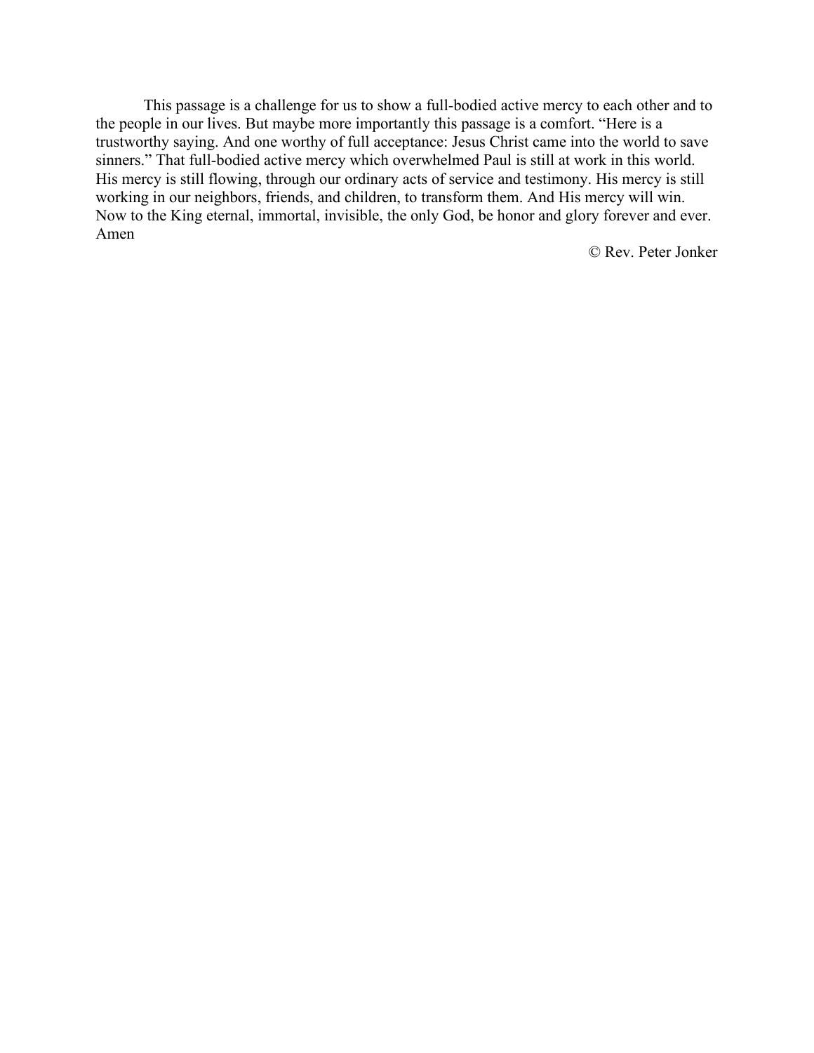This passage is a challenge for us to show a full-bodied active mercy to each other and to the people in our lives. But maybe more importantly this passage is a comfort. "Here is a trustworthy saying. And one worthy of full acceptance: Jesus Christ came into the world to save sinners." That full-bodied active mercy which overwhelmed Paul is still at work in this world. His mercy is still flowing, through our ordinary acts of service and testimony. His mercy is still working in our neighbors, friends, and children, to transform them. And His mercy will win. Now to the King eternal, immortal, invisible, the only God, be honor and glory forever and ever. Amen

© Rev. Peter Jonker